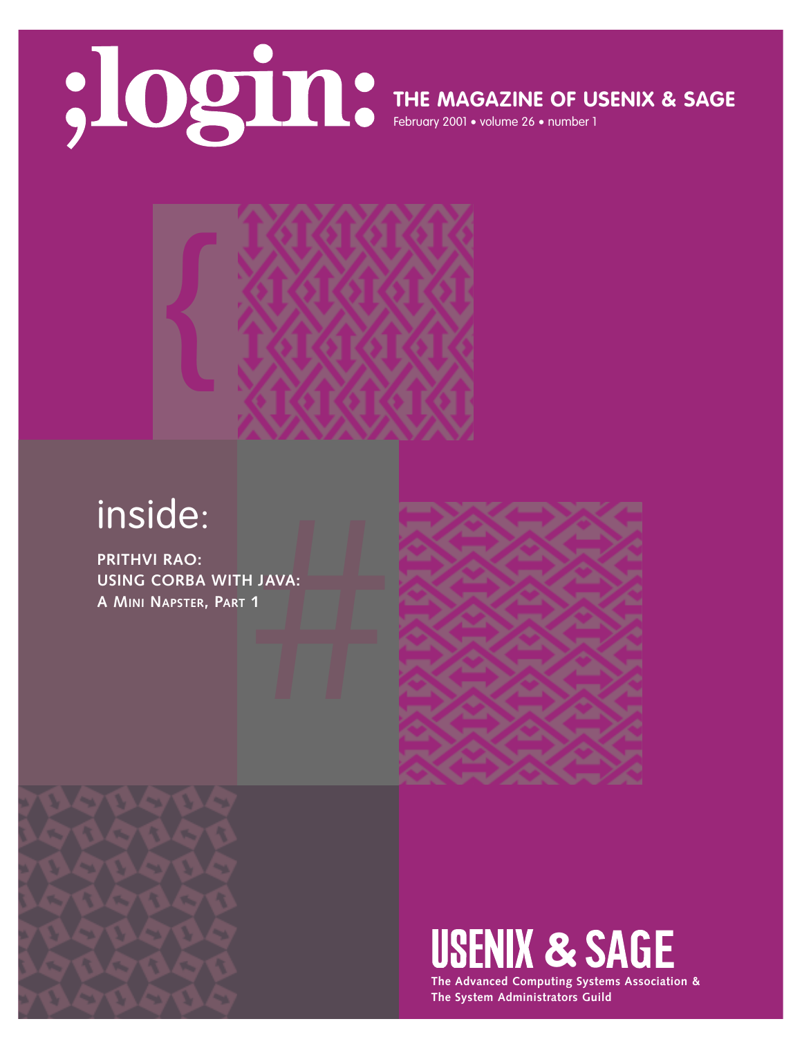# ;login:

**THE MAGAZINE OF USENIX & SAGE**

February 2001 • volume 26 • number 1

## inside:

**PRITHVI RAO:**
**USING CORBA WITH JAVA:**
**A MINI NAPSTER, PART 1**

**USENIX & SAGE**

**The Advanced Computing Systems Association & The System Administrators Guild**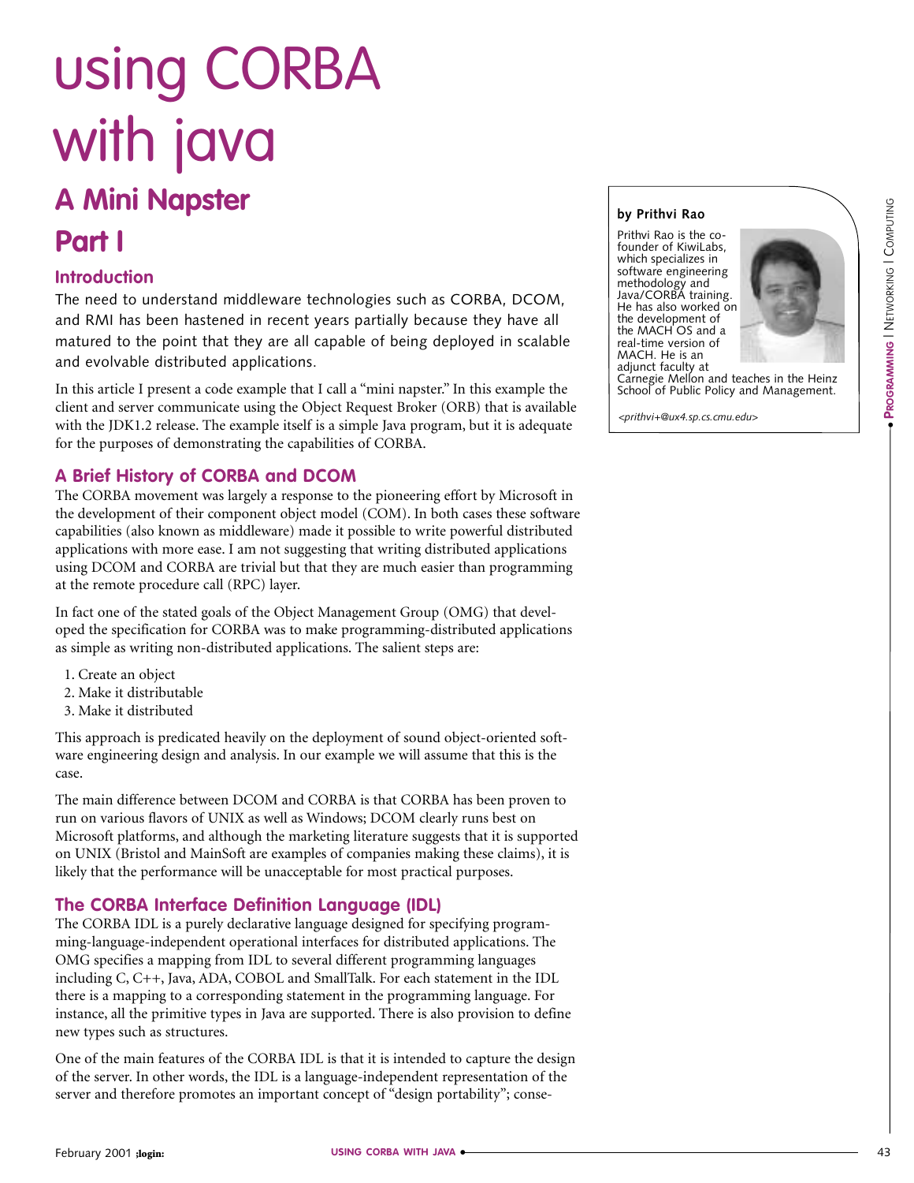# using CORBA with java

## A Mini Napster

## Part I

**by Prithvi Rao**

Prithvi Rao is the co-founder of KiwiLabs, which specializes in software engineering methodology and Java/CORBA training. He has also worked on the development of the MACH OS and a real-time version of MACH. He is an adjunct faculty at Carnegie Mellon and teaches in the Heinz School of Public Policy and Management.

*<prithvi+@ux4.sp.cs.cmu.edu>*

### Introduction

The need to understand middleware technologies such as CORBA, DCOM, and RMI has been hastened in recent years partially because they have all matured to the point that they are all capable of being deployed in scalable and evolvable distributed applications.

In this article I present a code example that I call a "mini napster." In this example the client and server communicate using the Object Request Broker (ORB) that is available with the JDK1.2 release. The example itself is a simple Java program, but it is adequate for the purposes of demonstrating the capabilities of CORBA.

### A Brief History of CORBA and DCOM

The CORBA movement was largely a response to the pioneering effort by Microsoft in the development of their component object model (COM). In both cases these software capabilities (also known as middleware) made it possible to write powerful distributed applications with more ease. I am not suggesting that writing distributed applications using DCOM and CORBA are trivial but that they are much easier than programming at the remote procedure call (RPC) layer.

In fact one of the stated goals of the Object Management Group (OMG) that developed the specification for CORBA was to make programming-distributed applications as simple as writing non-distributed applications. The salient steps are:

1. Create an object
2. Make it distributable
3. Make it distributed

This approach is predicated heavily on the deployment of sound object-oriented software engineering design and analysis. In our example we will assume that this is the case.

The main difference between DCOM and CORBA is that CORBA has been proven to run on various flavors of UNIX as well as Windows; DCOM clearly runs best on Microsoft platforms, and although the marketing literature suggests that it is supported on UNIX (Bristol and MainSoft are examples of companies making these claims), it is likely that the performance will be unacceptable for most practical purposes.

### The CORBA Interface Definition Language (IDL)

The CORBA IDL is a purely declarative language designed for specifying programming-language-independent operational interfaces for distributed applications. The OMG specifies a mapping from IDL to several different programming languages including C, C++, Java, ADA, COBOL and SmallTalk. For each statement in the IDL there is a mapping to a corresponding statement in the programming language. For instance, all the primitive types in Java are supported. There is also provision to define new types such as structures.

One of the main features of the CORBA IDL is that it is intended to capture the design of the server. In other words, the IDL is a language-independent representation of the server and therefore promotes an important concept of "design portability"; conse-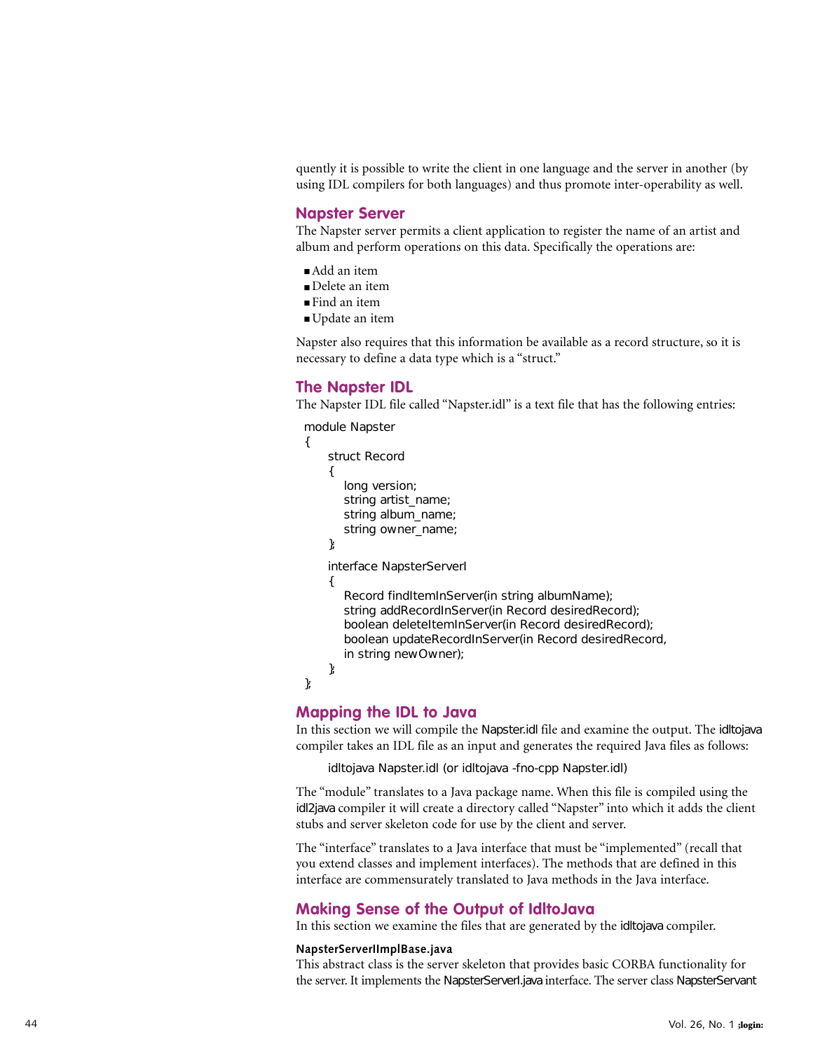quently it is possible to write the client in one language and the server in another (by using IDL compilers for both languages) and thus promote inter-operability as well.

## Napster Server

The Napster server permits a client application to register the name of an artist and album and perform operations on this data. Specifically the operations are:

- Add an item
- Delete an item
- Find an item
- Update an item

Napster also requires that this information be available as a record structure, so it is necessary to define a data type which is a "struct."

## The Napster IDL

The Napster IDL file called "Napster.idl" is a text file that has the following entries:

```
module Napster
{
    struct Record
    {
        long version;
        string artist_name;
        string album_name;
        string owner_name;
    };

    interface NapsterServerI
    {
        Record findItemInServer(in string albumName);
        string addRecordInServer(in Record desiredRecord);
        boolean deleteItemInServer(in Record desiredRecord);
        boolean updateRecordInServer(in Record desiredRecord,
        in string newOwner);
    };
};
```

## Mapping the IDL to Java

In this section we will compile the Napster.idl file and examine the output. The idltojava compiler takes an IDL file as an input and generates the required Java files as follows:

```
idltojava Napster.idl (or idltojava -fno-cpp Napster.idl)
```

The "module" translates to a Java package name. When this file is compiled using the idl2java compiler it will create a directory called "Napster" into which it adds the client stubs and server skeleton code for use by the client and server.

The "interface" translates to a Java interface that must be "implemented" (recall that you extend classes and implement interfaces). The methods that are defined in this interface are commensurately translated to Java methods in the Java interface.

## Making Sense of the Output of IdltoJava

In this section we examine the files that are generated by the idltojava compiler.

**NapsterServerIImplBase.java**

This abstract class is the server skeleton that provides basic CORBA functionality for the server. It implements the NapsterServerI.java interface. The server class NapsterServant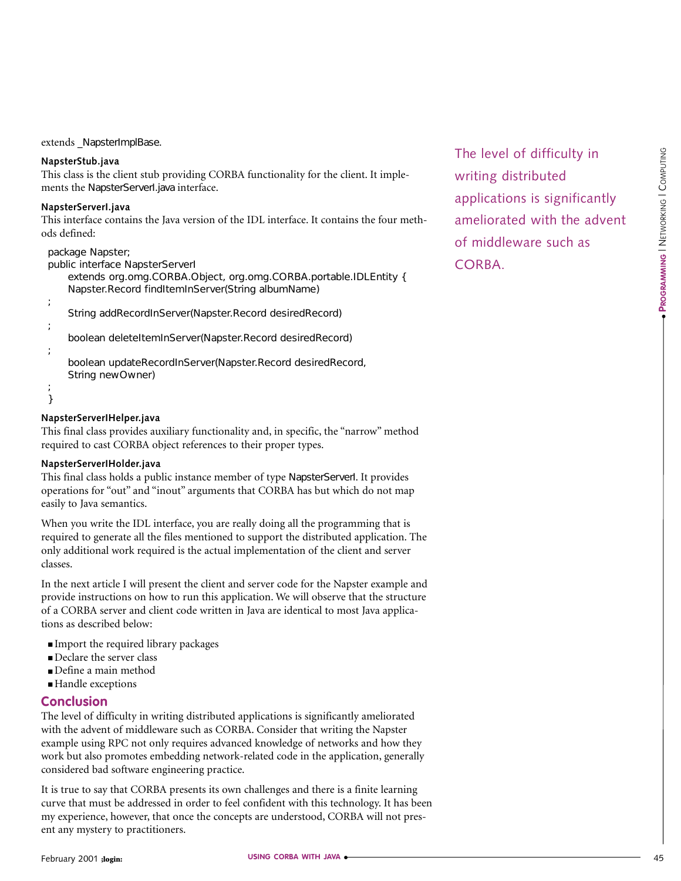extends _NapsterImplBase.

**NapsterStub.java**

This class is the client stub providing CORBA functionality for the client. It implements the NapsterServerI.java interface.

**NapsterServerI.java**

This interface contains the Java version of the IDL interface. It contains the four methods defined:

```
package Napster;
public interface NapsterServerI
     extends org.omg.CORBA.Object, org.omg.CORBA.portable.IDLEntity {
     Napster.Record findItemInServer(String albumName)
;
     String addRecordInServer(Napster.Record desiredRecord)
;
     boolean deleteItemInServer(Napster.Record desiredRecord)
;
     boolean updateRecordInServer(Napster.Record desiredRecord,
     String newOwner)
;
}
```

**NapsterServerIHelper.java**

This final class provides auxiliary functionality and, in specific, the "narrow" method required to cast CORBA object references to their proper types.

**NapsterServerIHolder.java**

This final class holds a public instance member of type NapsterServerI. It provides operations for "out" and "inout" arguments that CORBA has but which do not map easily to Java semantics.

When you write the IDL interface, you are really doing all the programming that is required to generate all the files mentioned to support the distributed application. The only additional work required is the actual implementation of the client and server classes.

In the next article I will present the client and server code for the Napster example and provide instructions on how to run this application. We will observe that the structure of a CORBA server and client code written in Java are identical to most Java applications as described below:

- Import the required library packages
- Declare the server class
- Define a main method
- Handle exceptions

## Conclusion

The level of difficulty in writing distributed applications is significantly ameliorated with the advent of middleware such as CORBA. Consider that writing the Napster example using RPC not only requires advanced knowledge of networks and how they work but also promotes embedding network-related code in the application, generally considered bad software engineering practice.

It is true to say that CORBA presents its own challenges and there is a finite learning curve that must be addressed in order to feel confident with this technology. It has been my experience, however, that once the concepts are understood, CORBA will not present any mystery to practitioners.